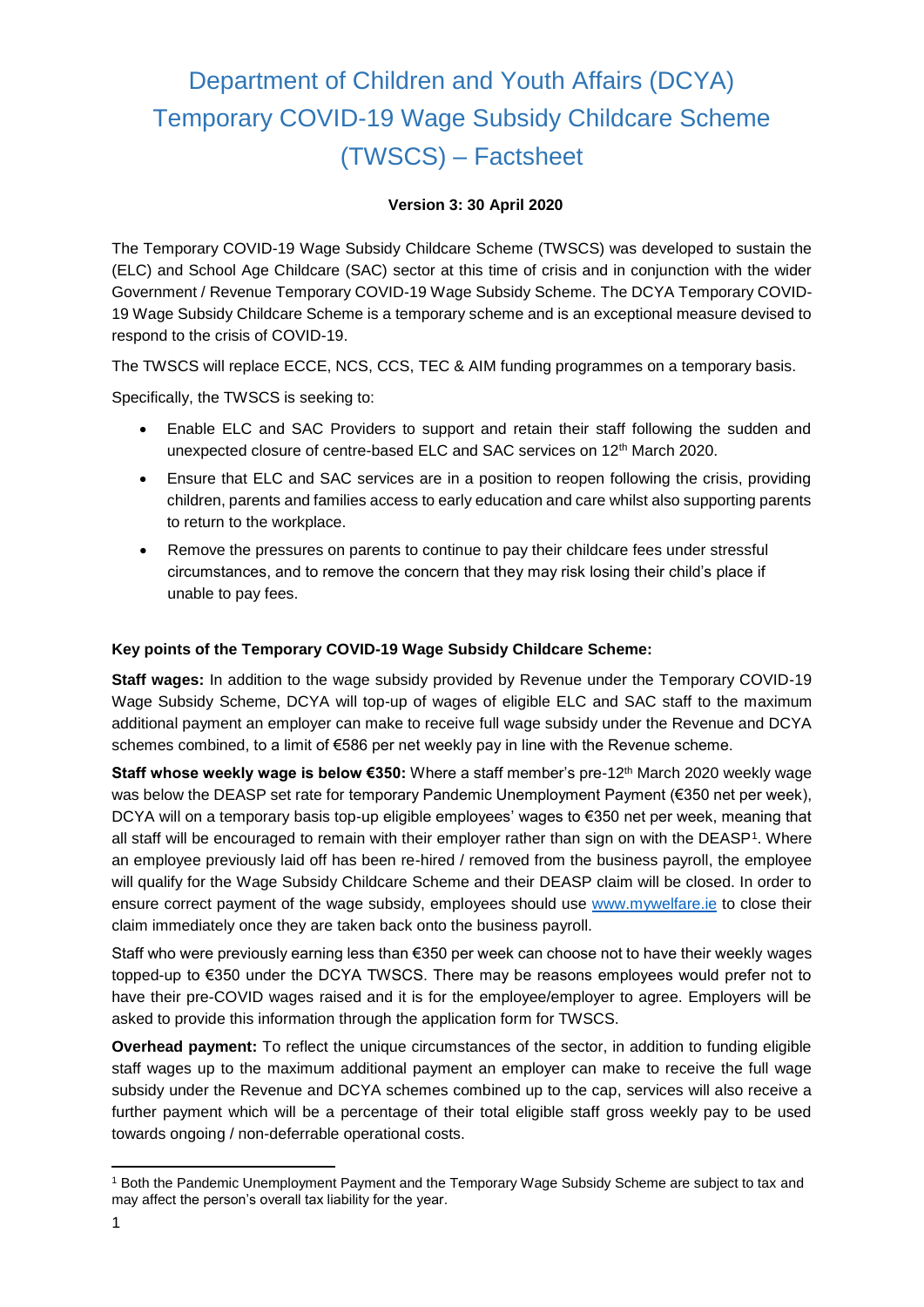# Department of Children and Youth Affairs (DCYA) Temporary COVID-19 Wage Subsidy Childcare Scheme (TWSCS) – Factsheet

**Version 3: 30 April 2020**

The Temporary COVID-19 Wage Subsidy Childcare Scheme (TWSCS) was developed to sustain the (ELC) and School Age Childcare (SAC) sector at this time of crisis and in conjunction with the wider Government / Revenue Temporary COVID-19 Wage Subsidy Scheme. The DCYA Temporary COVID-19 Wage Subsidy Childcare Scheme is a temporary scheme and is an exceptional measure devised to respond to the crisis of COVID-19.

The TWSCS will replace ECCE, NCS, CCS, TEC & AIM funding programmes on a temporary basis.

Specifically, the TWSCS is seeking to:

- Enable ELC and SAC Providers to support and retain their staff following the sudden and unexpected closure of centre-based ELC and SAC services on 12th March 2020.
- Ensure that ELC and SAC services are in a position to reopen following the crisis, providing children, parents and families access to early education and care whilst also supporting parents to return to the workplace.
- Remove the pressures on parents to continue to pay their childcare fees under stressful circumstances, and to remove the concern that they may risk losing their child's place if unable to pay fees.

**Key points of the Temporary COVID-19 Wage Subsidy Childcare Scheme:**

**Staff wages:** In addition to the wage subsidy provided by Revenue under the Temporary COVID-19 Wage Subsidy Scheme, DCYA will top-up of wages of eligible ELC and SAC staff to the maximum additional payment an employer can make to receive full wage subsidy under the Revenue and DCYA schemes combined, to a limit of €586 per net weekly pay in line with the Revenue scheme.

**Staff whose weekly wage is below €350:** Where a staff member's pre-12th March 2020 weekly wage was below the DEASP set rate for temporary Pandemic Unemployment Payment (€350 net per week), DCYA will on a temporary basis top-up eligible employees' wages to €350 net per week, meaning that all staff will be encouraged to remain with their employer rather than sign on with the DEASP[1]. Where an employee previously laid off has been re-hired / removed from the business payroll, the employee will qualify for the Wage Subsidy Childcare Scheme and their DEASP claim will be closed. In order to ensure correct payment of the wage subsidy, employees should use www.mywelfare.ie to close their claim immediately once they are taken back onto the business payroll.

Staff who were previously earning less than €350 per week can choose not to have their weekly wages topped-up to €350 under the DCYA TWSCS. There may be reasons employees would prefer not to have their pre-COVID wages raised and it is for the employee/employer to agree. Employers will be asked to provide this information through the application form for TWSCS.

**Overhead payment:** To reflect the unique circumstances of the sector, in addition to funding eligible staff wages up to the maximum additional payment an employer can make to receive the full wage subsidy under the Revenue and DCYA schemes combined up to the cap, services will also receive a further payment which will be a percentage of their total eligible staff gross weekly pay to be used towards ongoing / non-deferrable operational costs.

[1] Both the Pandemic Unemployment Payment and the Temporary Wage Subsidy Scheme are subject to tax and may affect the person's overall tax liability for the year.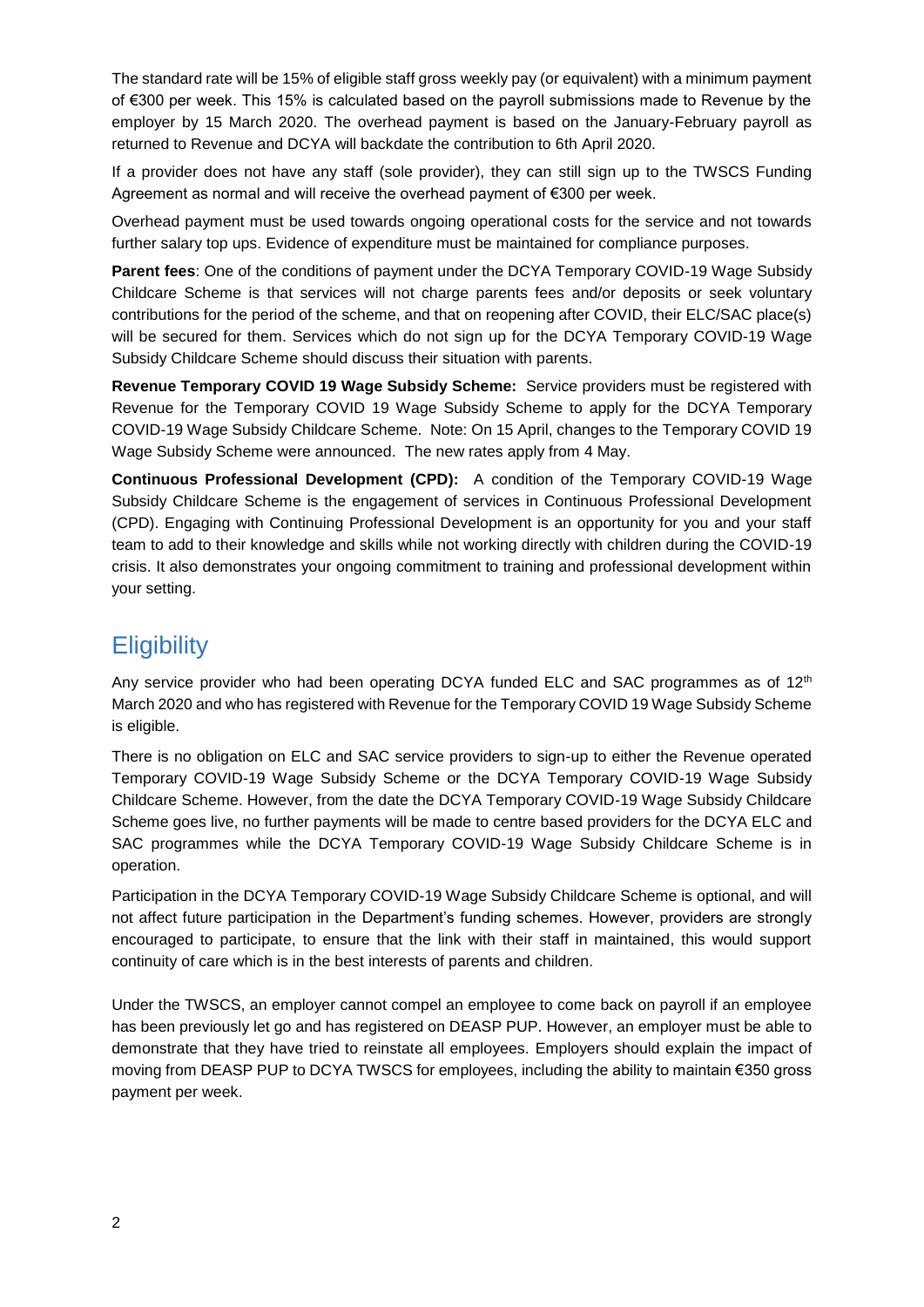The standard rate will be 15% of eligible staff gross weekly pay (or equivalent) with a minimum payment of €300 per week. This 15% is calculated based on the payroll submissions made to Revenue by the employer by 15 March 2020. The overhead payment is based on the January-February payroll as returned to Revenue and DCYA will backdate the contribution to 6th April 2020.

If a provider does not have any staff (sole provider), they can still sign up to the TWSCS Funding Agreement as normal and will receive the overhead payment of €300 per week.

Overhead payment must be used towards ongoing operational costs for the service and not towards further salary top ups. Evidence of expenditure must be maintained for compliance purposes.

**Parent fees**: One of the conditions of payment under the DCYA Temporary COVID-19 Wage Subsidy Childcare Scheme is that services will not charge parents fees and/or deposits or seek voluntary contributions for the period of the scheme, and that on reopening after COVID, their ELC/SAC place(s) will be secured for them. Services which do not sign up for the DCYA Temporary COVID-19 Wage Subsidy Childcare Scheme should discuss their situation with parents.

**Revenue Temporary COVID 19 Wage Subsidy Scheme:** Service providers must be registered with Revenue for the Temporary COVID 19 Wage Subsidy Scheme to apply for the DCYA Temporary COVID-19 Wage Subsidy Childcare Scheme. Note: On 15 April, changes to the Temporary COVID 19 Wage Subsidy Scheme were announced. The new rates apply from 4 May.

**Continuous Professional Development (CPD):** A condition of the Temporary COVID-19 Wage Subsidy Childcare Scheme is the engagement of services in Continuous Professional Development (CPD). Engaging with Continuing Professional Development is an opportunity for you and your staff team to add to their knowledge and skills while not working directly with children during the COVID-19 crisis. It also demonstrates your ongoing commitment to training and professional development within your setting.

## Eligibility

Any service provider who had been operating DCYA funded ELC and SAC programmes as of 12th March 2020 and who has registered with Revenue for the Temporary COVID 19 Wage Subsidy Scheme is eligible.

There is no obligation on ELC and SAC service providers to sign-up to either the Revenue operated Temporary COVID-19 Wage Subsidy Scheme or the DCYA Temporary COVID-19 Wage Subsidy Childcare Scheme. However, from the date the DCYA Temporary COVID-19 Wage Subsidy Childcare Scheme goes live, no further payments will be made to centre based providers for the DCYA ELC and SAC programmes while the DCYA Temporary COVID-19 Wage Subsidy Childcare Scheme is in operation.

Participation in the DCYA Temporary COVID-19 Wage Subsidy Childcare Scheme is optional, and will not affect future participation in the Department's funding schemes. However, providers are strongly encouraged to participate, to ensure that the link with their staff in maintained, this would support continuity of care which is in the best interests of parents and children.

Under the TWSCS, an employer cannot compel an employee to come back on payroll if an employee has been previously let go and has registered on DEASP PUP. However, an employer must be able to demonstrate that they have tried to reinstate all employees. Employers should explain the impact of moving from DEASP PUP to DCYA TWSCS for employees, including the ability to maintain €350 gross payment per week.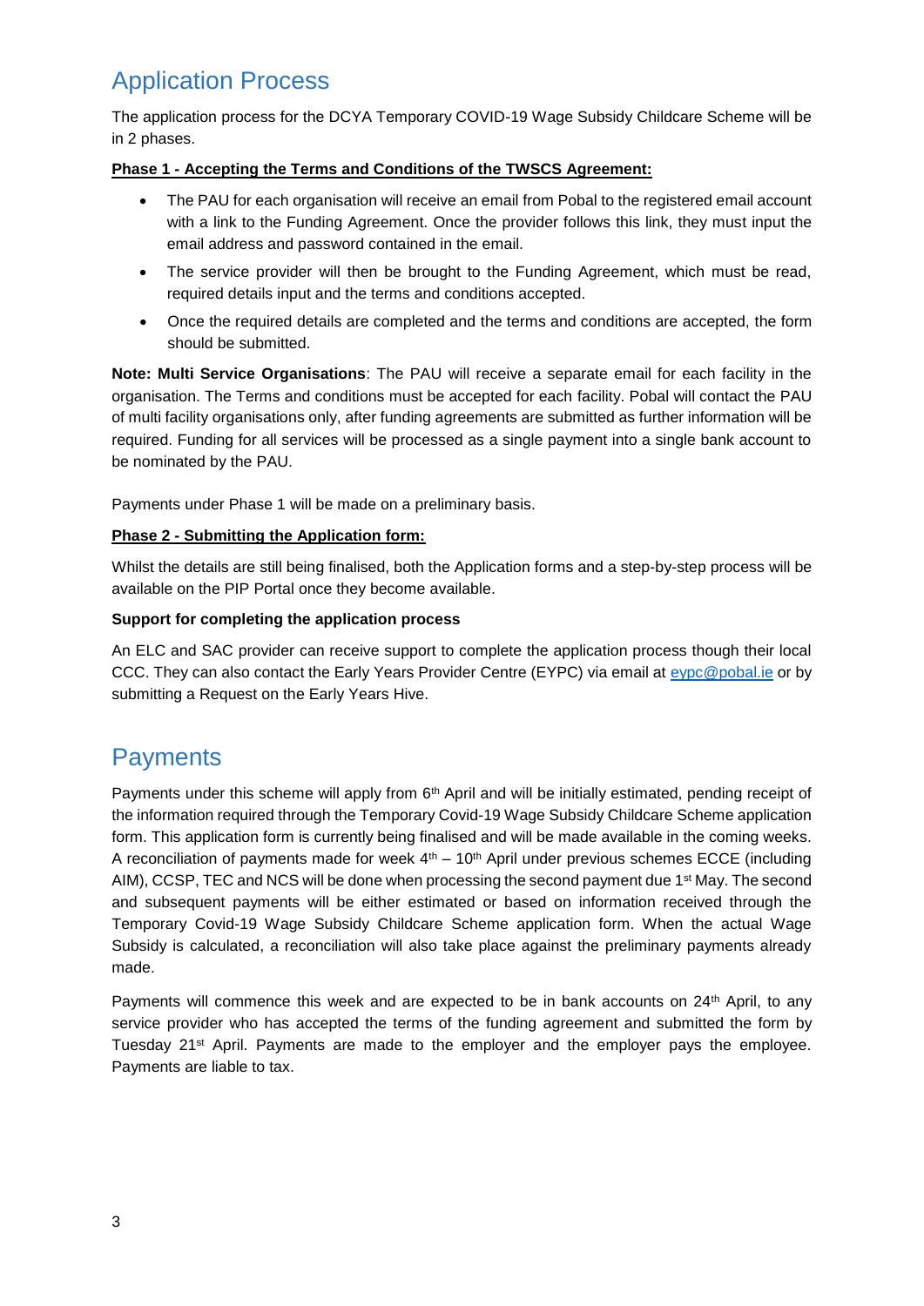## Application Process

The application process for the DCYA Temporary COVID-19 Wage Subsidy Childcare Scheme will be in 2 phases.

**Phase 1 - Accepting the Terms and Conditions of the TWSCS Agreement:**

- The PAU for each organisation will receive an email from Pobal to the registered email account with a link to the Funding Agreement. Once the provider follows this link, they must input the email address and password contained in the email.
- The service provider will then be brought to the Funding Agreement, which must be read, required details input and the terms and conditions accepted.
- Once the required details are completed and the terms and conditions are accepted, the form should be submitted.

**Note: Multi Service Organisations**: The PAU will receive a separate email for each facility in the organisation. The Terms and conditions must be accepted for each facility. Pobal will contact the PAU of multi facility organisations only, after funding agreements are submitted as further information will be required. Funding for all services will be processed as a single payment into a single bank account to be nominated by the PAU.

Payments under Phase 1 will be made on a preliminary basis.

**Phase 2 - Submitting the Application form:**

Whilst the details are still being finalised, both the Application forms and a step-by-step process will be available on the PIP Portal once they become available.

**Support for completing the application process**

An ELC and SAC provider can receive support to complete the application process though their local CCC. They can also contact the Early Years Provider Centre (EYPC) via email at eypc@pobal.ie or by submitting a Request on the Early Years Hive.

## Payments

Payments under this scheme will apply from 6th April and will be initially estimated, pending receipt of the information required through the Temporary Covid-19 Wage Subsidy Childcare Scheme application form. This application form is currently being finalised and will be made available in the coming weeks. A reconciliation of payments made for week 4th – 10th April under previous schemes ECCE (including AIM), CCSP, TEC and NCS will be done when processing the second payment due 1st May. The second and subsequent payments will be either estimated or based on information received through the Temporary Covid-19 Wage Subsidy Childcare Scheme application form. When the actual Wage Subsidy is calculated, a reconciliation will also take place against the preliminary payments already made.

Payments will commence this week and are expected to be in bank accounts on 24th April, to any service provider who has accepted the terms of the funding agreement and submitted the form by Tuesday 21st April. Payments are made to the employer and the employer pays the employee. Payments are liable to tax.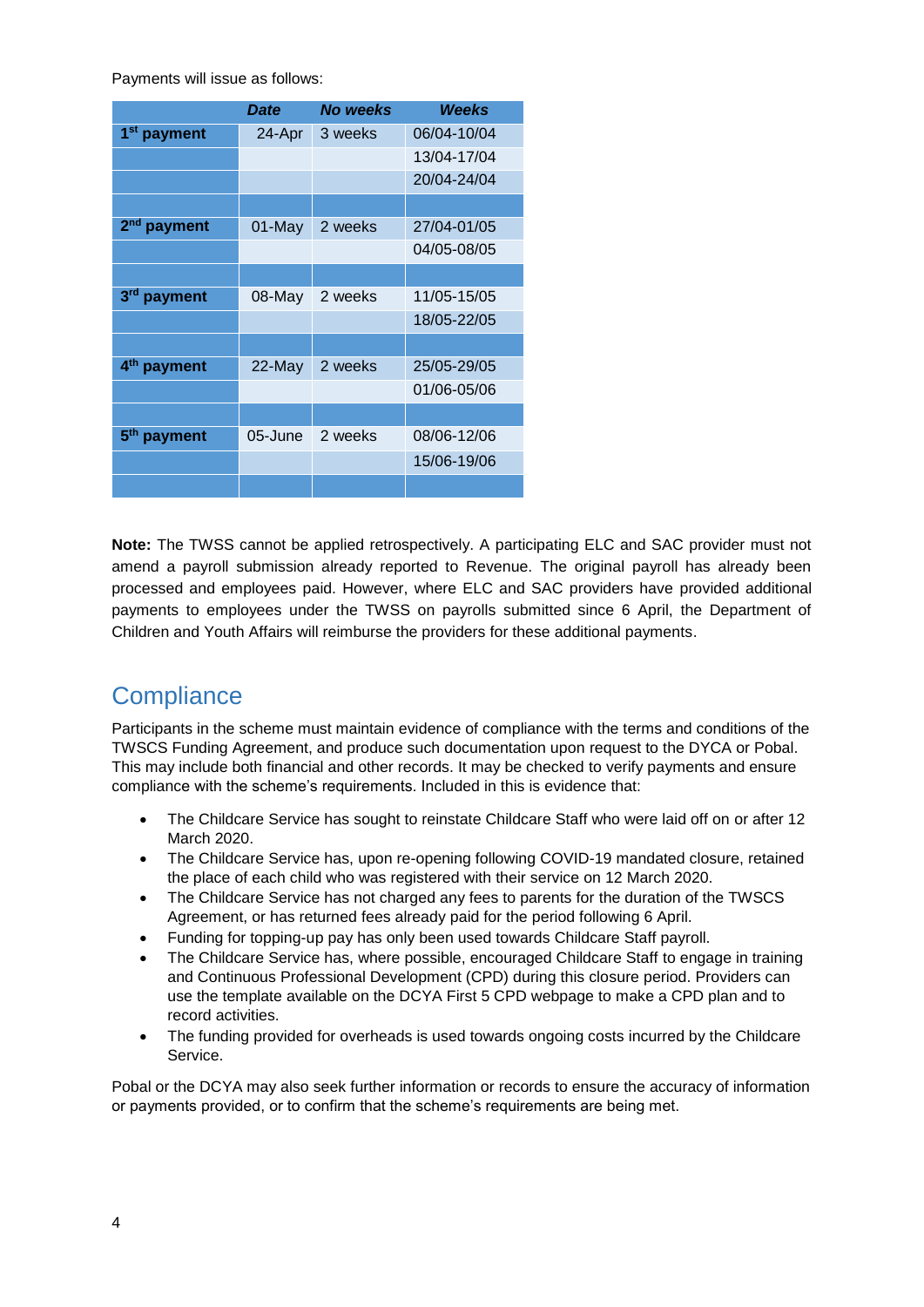Payments will issue as follows:

| | *Date* | *No weeks* | *Weeks* |
|---|---|---|---|
| **1st payment** | 24-Apr | 3 weeks | 06/04-10/04 |
| | | | 13/04-17/04 |
| | | | 20/04-24/04 |
| | | | |
| **2nd payment** | 01-May | 2 weeks | 27/04-01/05 |
| | | | 04/05-08/05 |
| | | | |
| **3rd payment** | 08-May | 2 weeks | 11/05-15/05 |
| | | | 18/05-22/05 |
| | | | |
| **4th payment** | 22-May | 2 weeks | 25/05-29/05 |
| | | | 01/06-05/06 |
| | | | |
| **5th payment** | 05-June | 2 weeks | 08/06-12/06 |
| | | | 15/06-19/06 |
| | | | |

**Note:** The TWSS cannot be applied retrospectively. A participating ELC and SAC provider must not amend a payroll submission already reported to Revenue. The original payroll has already been processed and employees paid. However, where ELC and SAC providers have provided additional payments to employees under the TWSS on payrolls submitted since 6 April, the Department of Children and Youth Affairs will reimburse the providers for these additional payments.

## Compliance

Participants in the scheme must maintain evidence of compliance with the terms and conditions of the TWSCS Funding Agreement, and produce such documentation upon request to the DYCA or Pobal. This may include both financial and other records. It may be checked to verify payments and ensure compliance with the scheme's requirements. Included in this is evidence that:

- The Childcare Service has sought to reinstate Childcare Staff who were laid off on or after 12 March 2020.
- The Childcare Service has, upon re-opening following COVID-19 mandated closure, retained the place of each child who was registered with their service on 12 March 2020.
- The Childcare Service has not charged any fees to parents for the duration of the TWSCS Agreement, or has returned fees already paid for the period following 6 April.
- Funding for topping-up pay has only been used towards Childcare Staff payroll.
- The Childcare Service has, where possible, encouraged Childcare Staff to engage in training and Continuous Professional Development (CPD) during this closure period. Providers can use the template available on the DCYA First 5 CPD webpage to make a CPD plan and to record activities.
- The funding provided for overheads is used towards ongoing costs incurred by the Childcare Service.

Pobal or the DCYA may also seek further information or records to ensure the accuracy of information or payments provided, or to confirm that the scheme's requirements are being met.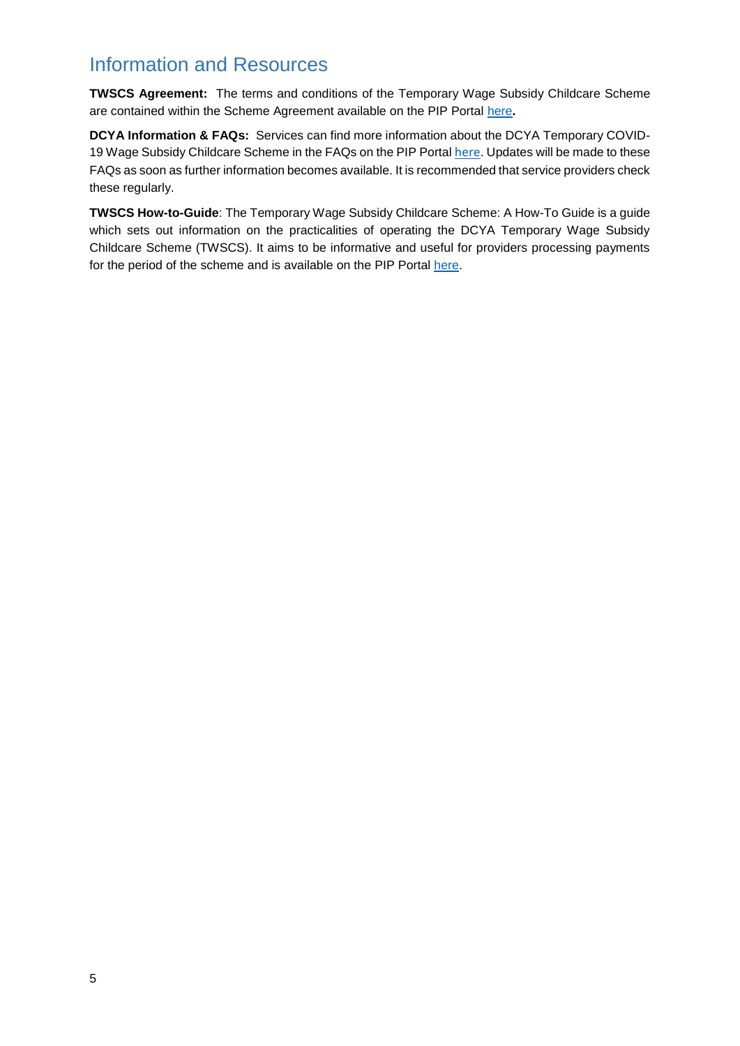## Information and Resources

**TWSCS Agreement:** The terms and conditions of the Temporary Wage Subsidy Childcare Scheme are contained within the Scheme Agreement available on the PIP Portal here**.**

**DCYA Information & FAQs:** Services can find more information about the DCYA Temporary COVID-19 Wage Subsidy Childcare Scheme in the FAQs on the PIP Portal here. Updates will be made to these FAQs as soon as further information becomes available. It is recommended that service providers check these regularly.

**TWSCS How-to-Guide**: The Temporary Wage Subsidy Childcare Scheme: A How-To Guide is a guide which sets out information on the practicalities of operating the DCYA Temporary Wage Subsidy Childcare Scheme (TWSCS). It aims to be informative and useful for providers processing payments for the period of the scheme and is available on the PIP Portal here.